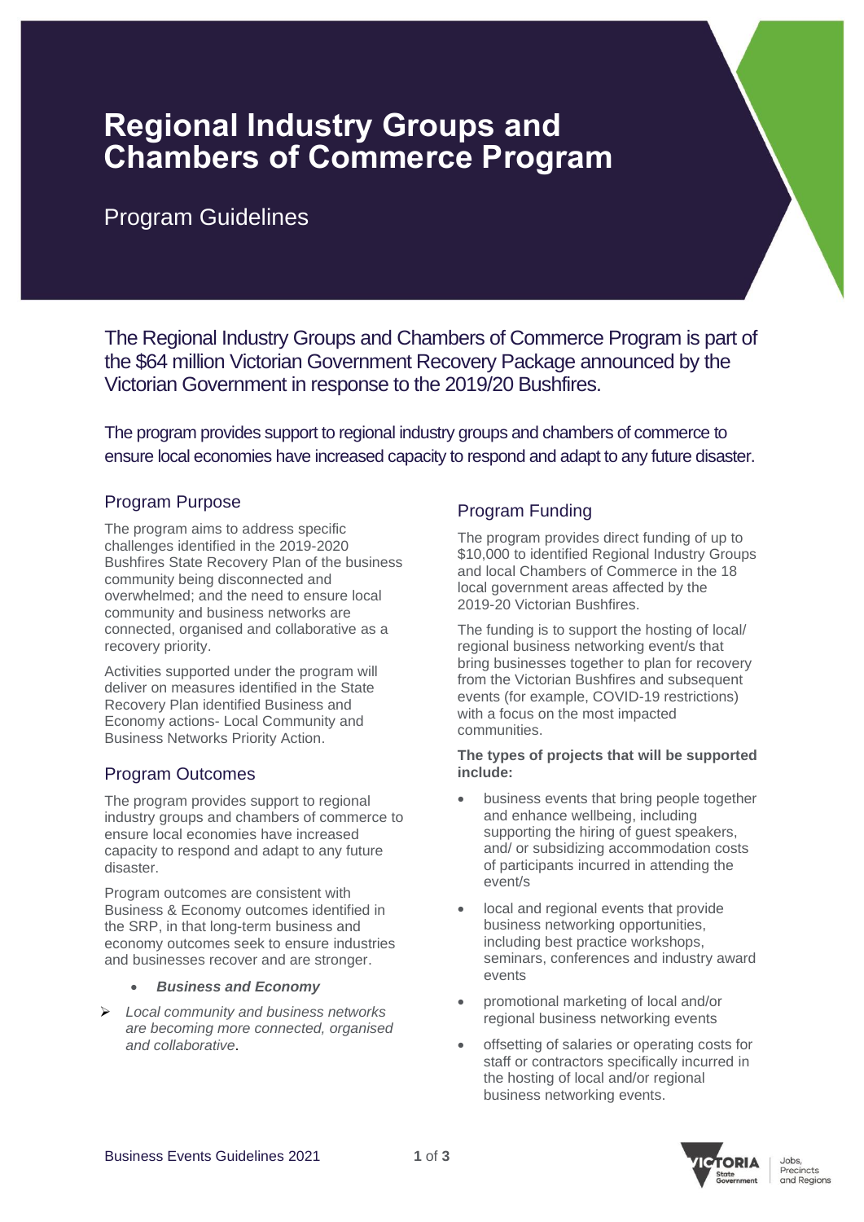# Regional Industry Groups and Chambers of Commerce Program

## Program Guidelines

The Regional Industry Groups and Chambers of Commerce Program is part of the $64 million Victorian Government Recovery Package announced by the Victorian Government in response to the 2019/20 Bushfires.

The program provides support to regional industry groups and chambers of commerce to ensure local economies have increased capacity to respond and adapt to any future disaster.

### Program Purpose

The program aims to address specific challenges identified in the 2019-2020 Bushfires State Recovery Plan of the business community being disconnected and overwhelmed; and the need to ensure local community and business networks are connected, organised and collaborative as a recovery priority.

Activities supported under the program will deliver on measures identified in the State Recovery Plan identified Business and Economy actions- Local Community and Business Networks Priority Action.

### Program Outcomes

The program provides support to regional industry groups and chambers of commerce to ensure local economies have increased capacity to respond and adapt to any future disaster.

Program outcomes are consistent with Business & Economy outcomes identified in the SRP, in that long-term business and economy outcomes seek to ensure industries and businesses recover and are stronger.

- ***Business and Economy***

- *Local community and business networks are becoming more connected, organised and collaborative*.

### Program Funding

The program provides direct funding of up to $10,000 to identified Regional Industry Groups and local Chambers of Commerce in the 18 local government areas affected by the 2019-20 Victorian Bushfires.

The funding is to support the hosting of local/ regional business networking event/s that bring businesses together to plan for recovery from the Victorian Bushfires and subsequent events (for example, COVID-19 restrictions) with a focus on the most impacted communities.

**The types of projects that will be supported include:**

- business events that bring people together and enhance wellbeing, including supporting the hiring of guest speakers, and/ or subsidizing accommodation costs of participants incurred in attending the event/s
- local and regional events that provide business networking opportunities, including best practice workshops, seminars, conferences and industry award events
- promotional marketing of local and/or regional business networking events
- offsetting of salaries or operating costs for staff or contractors specifically incurred in the hosting of local and/or regional business networking events.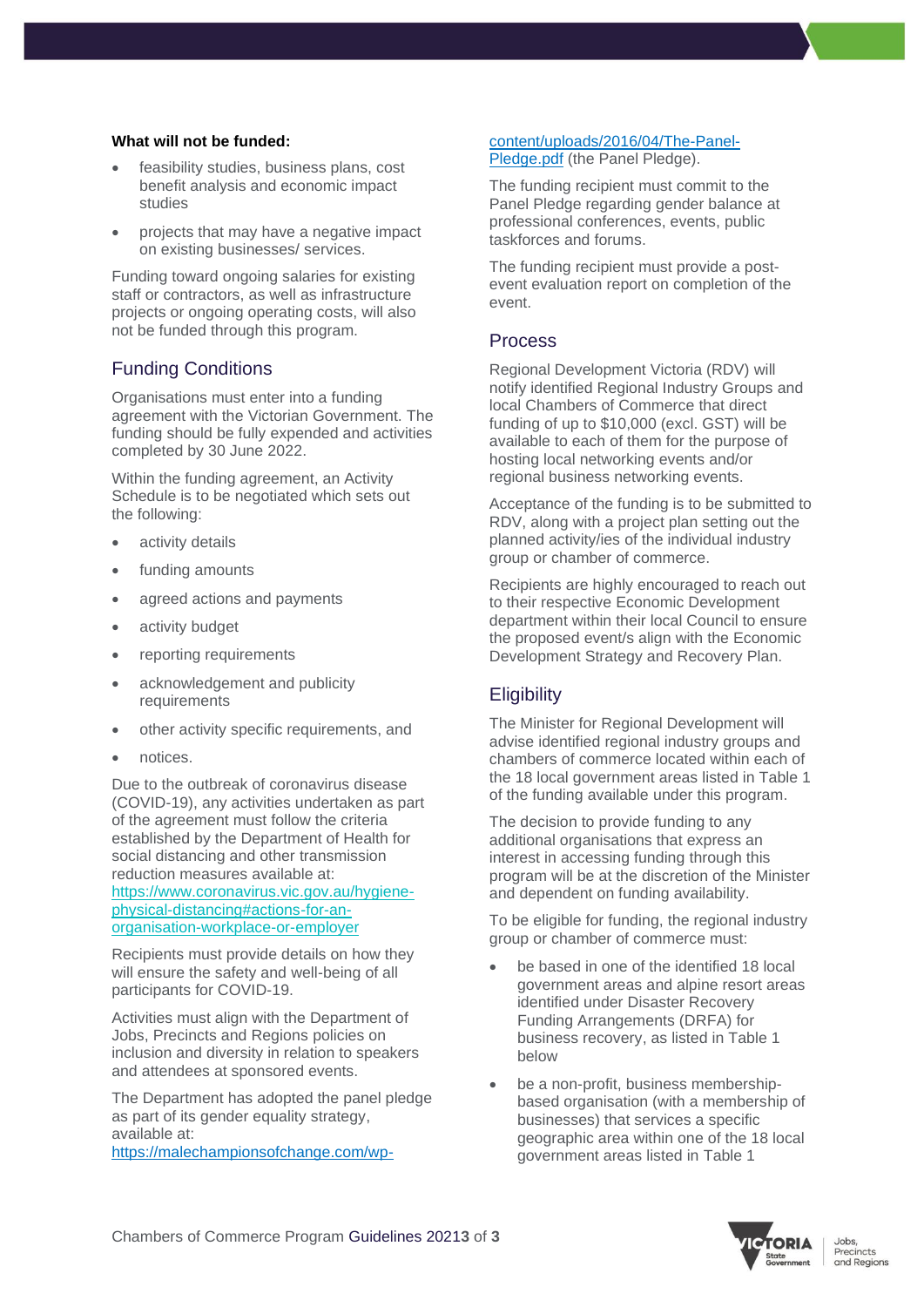**What will not be funded:**

- feasibility studies, business plans, cost benefit analysis and economic impact studies
- projects that may have a negative impact on existing businesses/ services.

Funding toward ongoing salaries for existing staff or contractors, as well as infrastructure projects or ongoing operating costs, will also not be funded through this program.

## Funding Conditions

Organisations must enter into a funding agreement with the Victorian Government. The funding should be fully expended and activities completed by 30 June 2022.

Within the funding agreement, an Activity Schedule is to be negotiated which sets out the following:

- activity details
- funding amounts
- agreed actions and payments
- activity budget
- reporting requirements
- acknowledgement and publicity requirements
- other activity specific requirements, and
- notices.

Due to the outbreak of coronavirus disease (COVID-19), any activities undertaken as part of the agreement must follow the criteria established by the Department of Health for social distancing and other transmission reduction measures available at: https://www.coronavirus.vic.gov.au/hygiene-physical-distancing#actions-for-an-organisation-workplace-or-employer

Recipients must provide details on how they will ensure the safety and well-being of all participants for COVID-19.

Activities must align with the Department of Jobs, Precincts and Regions policies on inclusion and diversity in relation to speakers and attendees at sponsored events.

The Department has adopted the panel pledge as part of its gender equality strategy, available at: https://malechampionsofchange.com/wp-content/uploads/2016/04/The-Panel-Pledge.pdf (the Panel Pledge).

The funding recipient must commit to the Panel Pledge regarding gender balance at professional conferences, events, public taskforces and forums.

The funding recipient must provide a post-event evaluation report on completion of the event.

## Process

Regional Development Victoria (RDV) will notify identified Regional Industry Groups and local Chambers of Commerce that direct funding of up to $10,000 (excl. GST) will be available to each of them for the purpose of hosting local networking events and/or regional business networking events.

Acceptance of the funding is to be submitted to RDV, along with a project plan setting out the planned activity/ies of the individual industry group or chamber of commerce.

Recipients are highly encouraged to reach out to their respective Economic Development department within their local Council to ensure the proposed event/s align with the Economic Development Strategy and Recovery Plan.

## Eligibility

The Minister for Regional Development will advise identified regional industry groups and chambers of commerce located within each of the 18 local government areas listed in Table 1 of the funding available under this program.

The decision to provide funding to any additional organisations that express an interest in accessing funding through this program will be at the discretion of the Minister and dependent on funding availability.

To be eligible for funding, the regional industry group or chamber of commerce must:

- be based in one of the identified 18 local government areas and alpine resort areas identified under Disaster Recovery Funding Arrangements (DRFA) for business recovery, as listed in Table 1 below
- be a non-profit, business membership-based organisation (with a membership of businesses) that services a specific geographic area within one of the 18 local government areas listed in Table 1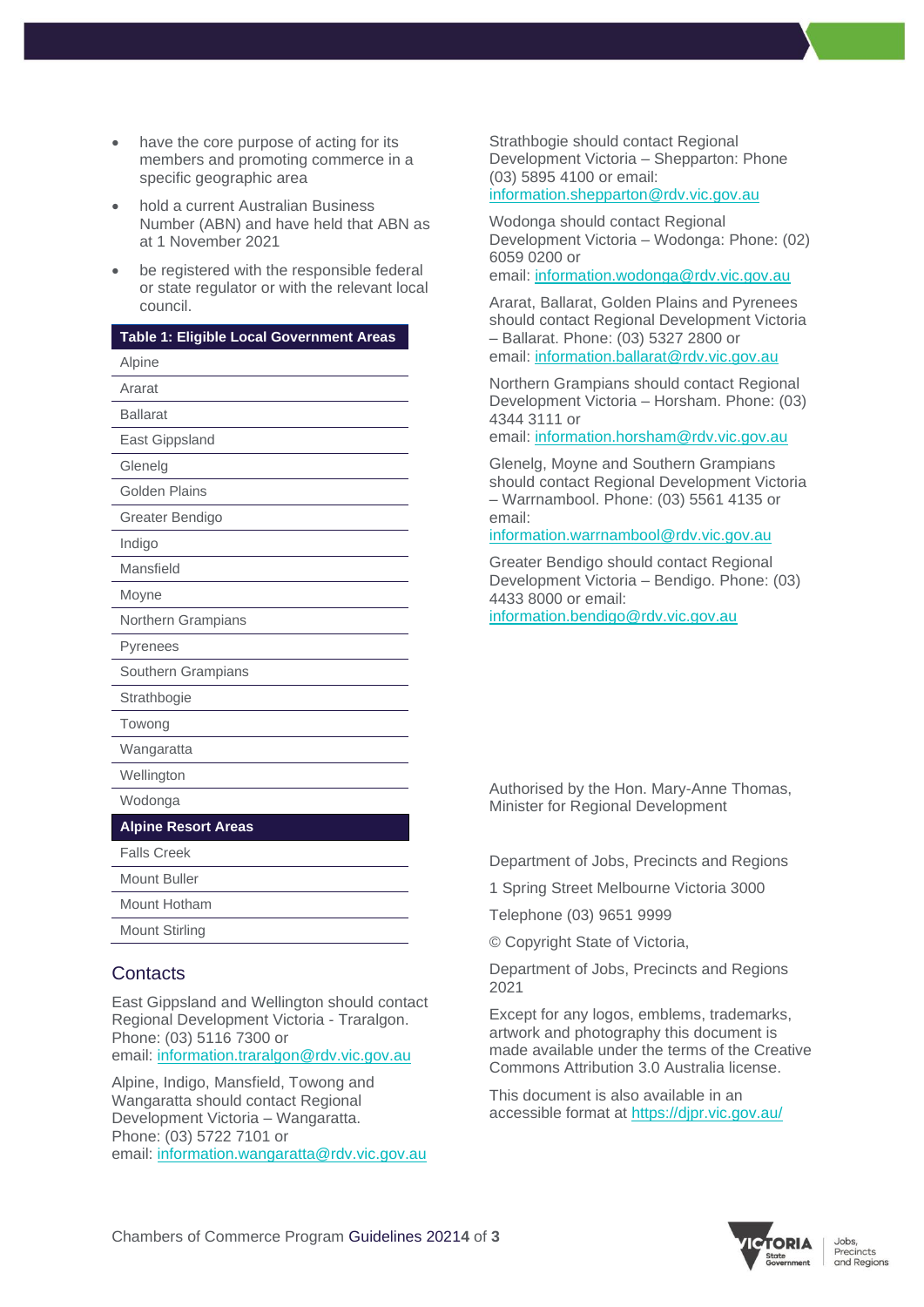- have the core purpose of acting for its members and promoting commerce in a specific geographic area
- hold a current Australian Business Number (ABN) and have held that ABN as at 1 November 2021
- be registered with the responsible federal or state regulator or with the relevant local council.

| Table 1: Eligible Local Government Areas |
| --- |
| Alpine |
| Ararat |
| Ballarat |
| East Gippsland |
| Glenelg |
| Golden Plains |
| Greater Bendigo |
| Indigo |
| Mansfield |
| Moyne |
| Northern Grampians |
| Pyrenees |
| Southern Grampians |
| Strathbogie |
| Towong |
| Wangaratta |
| Wellington |
| Wodonga |
| **Alpine Resort Areas** |
| Falls Creek |
| Mount Buller |
| Mount Hotham |
| Mount Stirling |

## Contacts

East Gippsland and Wellington should contact Regional Development Victoria - Traralgon. Phone: (03) 5116 7300 or email: information.traralgon@rdv.vic.gov.au

Alpine, Indigo, Mansfield, Towong and Wangaratta should contact Regional Development Victoria – Wangaratta. Phone: (03) 5722 7101 or email: information.wangaratta@rdv.vic.gov.au

Strathbogie should contact Regional Development Victoria – Shepparton: Phone (03) 5895 4100 or email: information.shepparton@rdv.vic.gov.au

Wodonga should contact Regional Development Victoria – Wodonga: Phone: (02) 6059 0200 or email: information.wodonga@rdv.vic.gov.au

Ararat, Ballarat, Golden Plains and Pyrenees should contact Regional Development Victoria – Ballarat. Phone: (03) 5327 2800 or email: information.ballarat@rdv.vic.gov.au

Northern Grampians should contact Regional Development Victoria – Horsham. Phone: (03) 4344 3111 or email: information.horsham@rdv.vic.gov.au

Glenelg, Moyne and Southern Grampians should contact Regional Development Victoria – Warrnambool. Phone: (03) 5561 4135 or email: information.warrnambool@rdv.vic.gov.au

Greater Bendigo should contact Regional Development Victoria – Bendigo. Phone: (03) 4433 8000 or email: information.bendigo@rdv.vic.gov.au

Authorised by the Hon. Mary-Anne Thomas, Minister for Regional Development

Department of Jobs, Precincts and Regions

1 Spring Street Melbourne Victoria 3000

Telephone (03) 9651 9999

© Copyright State of Victoria,

Department of Jobs, Precincts and Regions 2021

Except for any logos, emblems, trademarks, artwork and photography this document is made available under the terms of the Creative Commons Attribution 3.0 Australia license.

This document is also available in an accessible format at https://djpr.vic.gov.au/